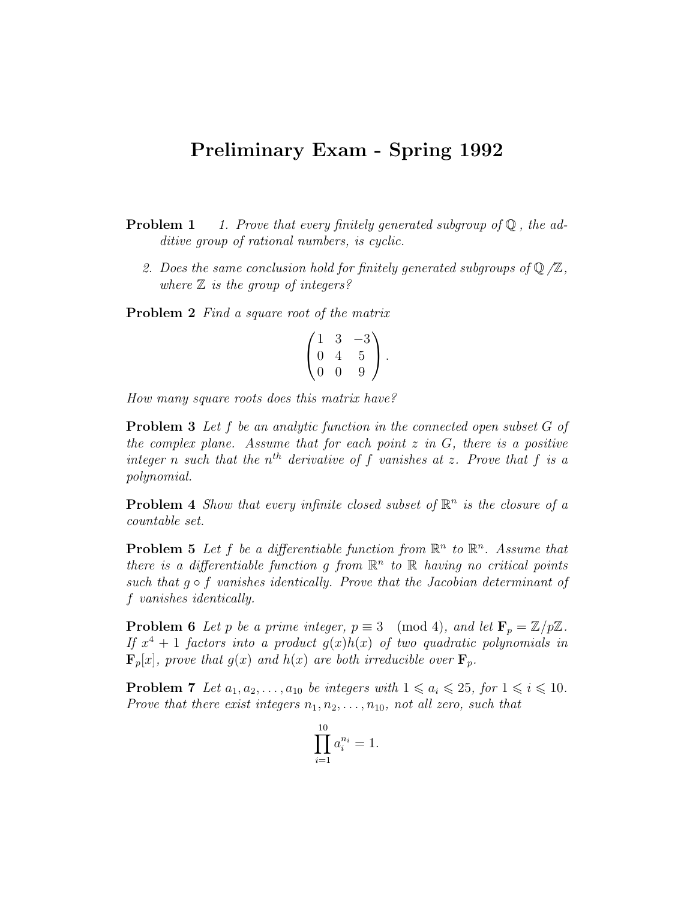# Preliminary Exam - Spring 1992

**Problem 1** 1. *Prove that every finitely generated subgroup of $\mathbb{Q}$, the additive group of rational numbers, is cyclic.*

2. *Does the same conclusion hold for finitely generated subgroups of $\mathbb{Q}/\mathbb{Z}$, where $\mathbb{Z}$ is the group of integers?*

**Problem 2** *Find a square root of the matrix*

$$\begin{pmatrix} 1 & 3 & -3 \\ 0 & 4 & 5 \\ 0 & 0 & 9 \end{pmatrix}.$$

*How many square roots does this matrix have?*

**Problem 3** *Let $f$ be an analytic function in the connected open subset $G$ of the complex plane. Assume that for each point $z$ in $G$, there is a positive integer $n$ such that the $n^{th}$ derivative of $f$ vanishes at $z$. Prove that $f$ is a polynomial.*

**Problem 4** *Show that every infinite closed subset of $\mathbb{R}^n$ is the closure of a countable set.*

**Problem 5** *Let $f$ be a differentiable function from $\mathbb{R}^n$ to $\mathbb{R}^n$. Assume that there is a differentiable function $g$ from $\mathbb{R}^n$ to $\mathbb{R}$ having no critical points such that $g \circ f$ vanishes identically. Prove that the Jacobian determinant of $f$ vanishes identically.*

**Problem 6** *Let $p$ be a prime integer, $p \equiv 3 \pmod 4$, and let $\mathbf{F}_p = \mathbb{Z}/p\mathbb{Z}$. If $x^4 + 1$ factors into a product $g(x)h(x)$ of two quadratic polynomials in $\mathbf{F}_p[x]$, prove that $g(x)$ and $h(x)$ are both irreducible over $\mathbf{F}_p$.*

**Problem 7** *Let $a_1, a_2, \ldots, a_{10}$ be integers with $1 \leqslant a_i \leqslant 25$, for $1 \leqslant i \leqslant 10$. Prove that there exist integers $n_1, n_2, \ldots, n_{10}$, not all zero, such that*

$$\prod_{i=1}^{10} a_i^{n_i} = 1.$$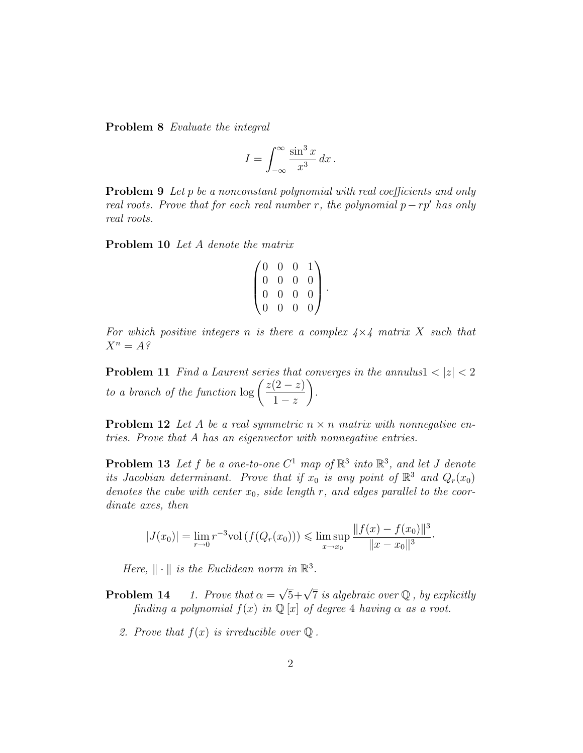**Problem 8** *Evaluate the integral*

$$I = \int_{-\infty}^{\infty} \frac{\sin^3 x}{x^3}\, dx\,.$$

**Problem 9** *Let $p$ be a nonconstant polynomial with real coefficients and only real roots. Prove that for each real number $r$, the polynomial $p - rp'$ has only real roots.*

**Problem 10** *Let $A$ denote the matrix*

$$\begin{pmatrix} 0 & 0 & 0 & 1 \\ 0 & 0 & 0 & 0 \\ 0 & 0 & 0 & 0 \\ 0 & 0 & 0 & 0 \end{pmatrix}.$$

*For which positive integers $n$ is there a complex $4 \times 4$ matrix $X$ such that $X^n = A$?*

**Problem 11** *Find a Laurent series that converges in the annulus$1 < |z| < 2$ to a branch of the function $\log\left(\dfrac{z(2-z)}{1-z}\right)$.*

**Problem 12** *Let $A$ be a real symmetric $n \times n$ matrix with nonnegative entries. Prove that $A$ has an eigenvector with nonnegative entries.*

**Problem 13** *Let $f$ be a one-to-one $C^1$ map of $\mathbb{R}^3$ into $\mathbb{R}^3$, and let $J$ denote its Jacobian determinant. Prove that if $x_0$ is any point of $\mathbb{R}^3$ and $Q_r(x_0)$ denotes the cube with center $x_0$, side length $r$, and edges parallel to the coordinate axes, then*

$$|J(x_0)| = \lim_{r \to 0} r^{-3} \text{vol}\left(f(Q_r(x_0))\right) \leqslant \limsup_{x \to x_0} \frac{\|f(x) - f(x_0)\|^3}{\|x - x_0\|^3}.$$

*Here, $\|\cdot\|$ is the Euclidean norm in $\mathbb{R}^3$.*

**Problem 14**

1. *Prove that $\alpha = \sqrt{5} + \sqrt{7}$ is algebraic over $\mathbb{Q}$, by explicitly finding a polynomial $f(x)$ in $\mathbb{Q}[x]$ of degree 4 having $\alpha$ as a root.*
2. *Prove that $f(x)$ is irreducible over $\mathbb{Q}$.*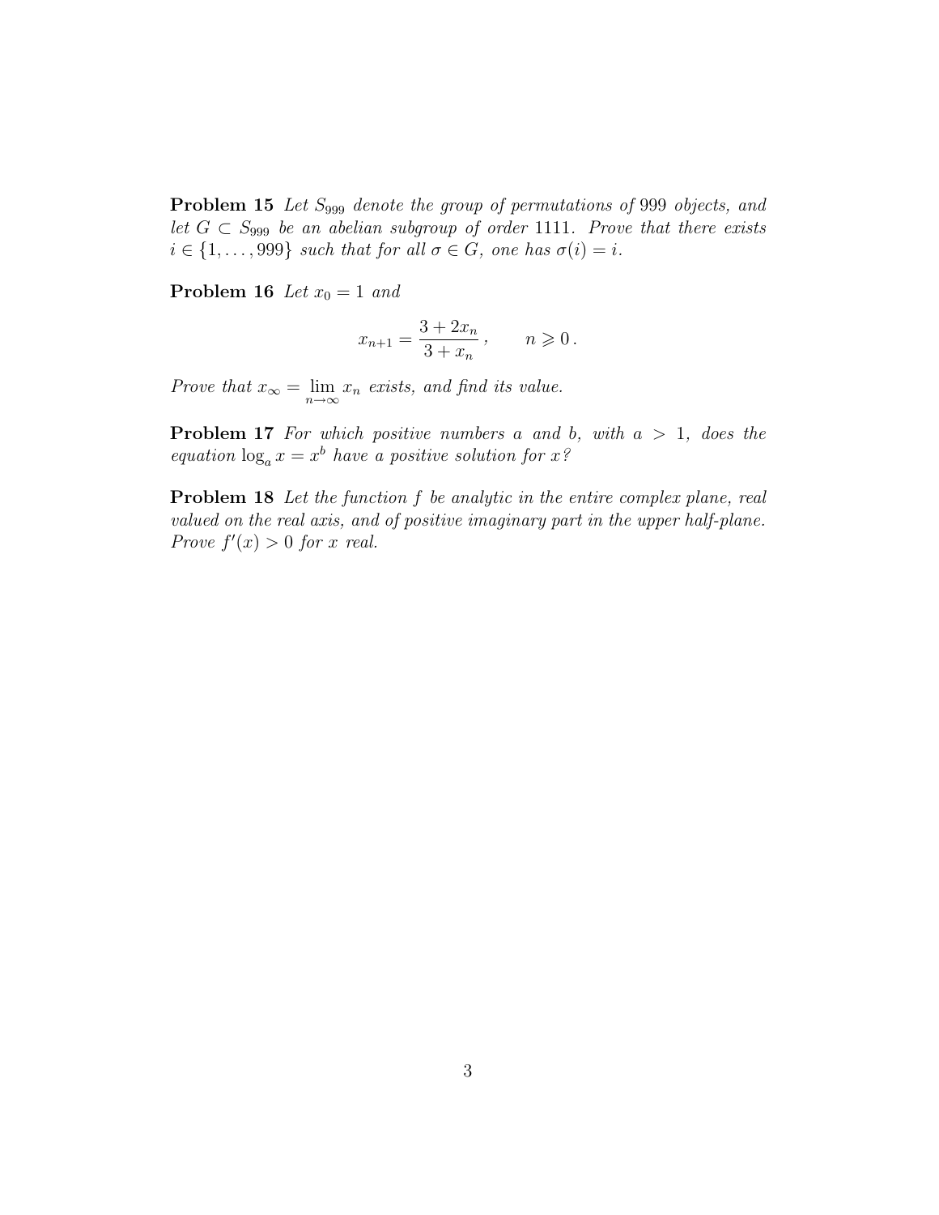**Problem 15** *Let $S_{999}$ denote the group of permutations of 999 objects, and let $G \subset S_{999}$ be an abelian subgroup of order 1111. Prove that there exists $i \in \{1, \ldots, 999\}$ such that for all $\sigma \in G$, one has $\sigma(i) = i$.*

**Problem 16** *Let $x_0 = 1$ and*

$$x_{n+1} = \frac{3 + 2x_n}{3 + x_n}, \qquad n \geqslant 0.$$

*Prove that $x_\infty = \lim_{n\to\infty} x_n$ exists, and find its value.*

**Problem 17** *For which positive numbers $a$ and $b$, with $a > 1$, does the equation $\log_a x = x^b$ have a positive solution for $x$?*

**Problem 18** *Let the function $f$ be analytic in the entire complex plane, real valued on the real axis, and of positive imaginary part in the upper half-plane. Prove $f'(x) > 0$ for $x$ real.*